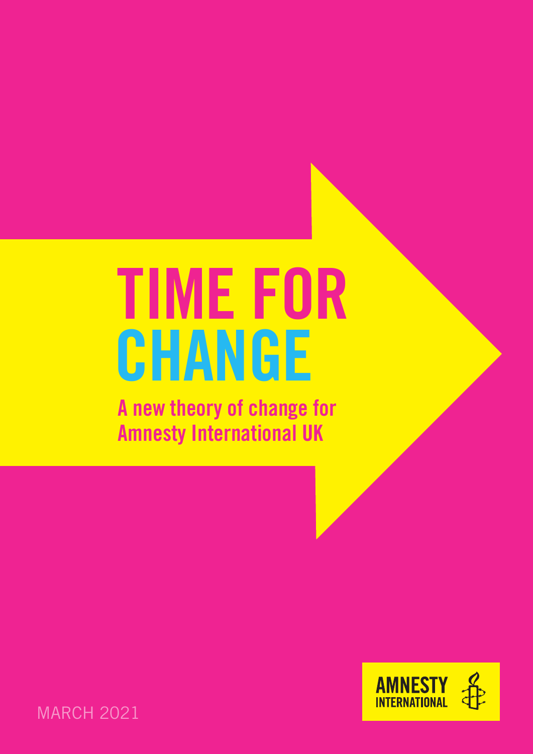# TIME FOR CHANGE

## A new theory of change for Amnesty International UK

AMNESTY INTERNATIONAL

MARCH 2021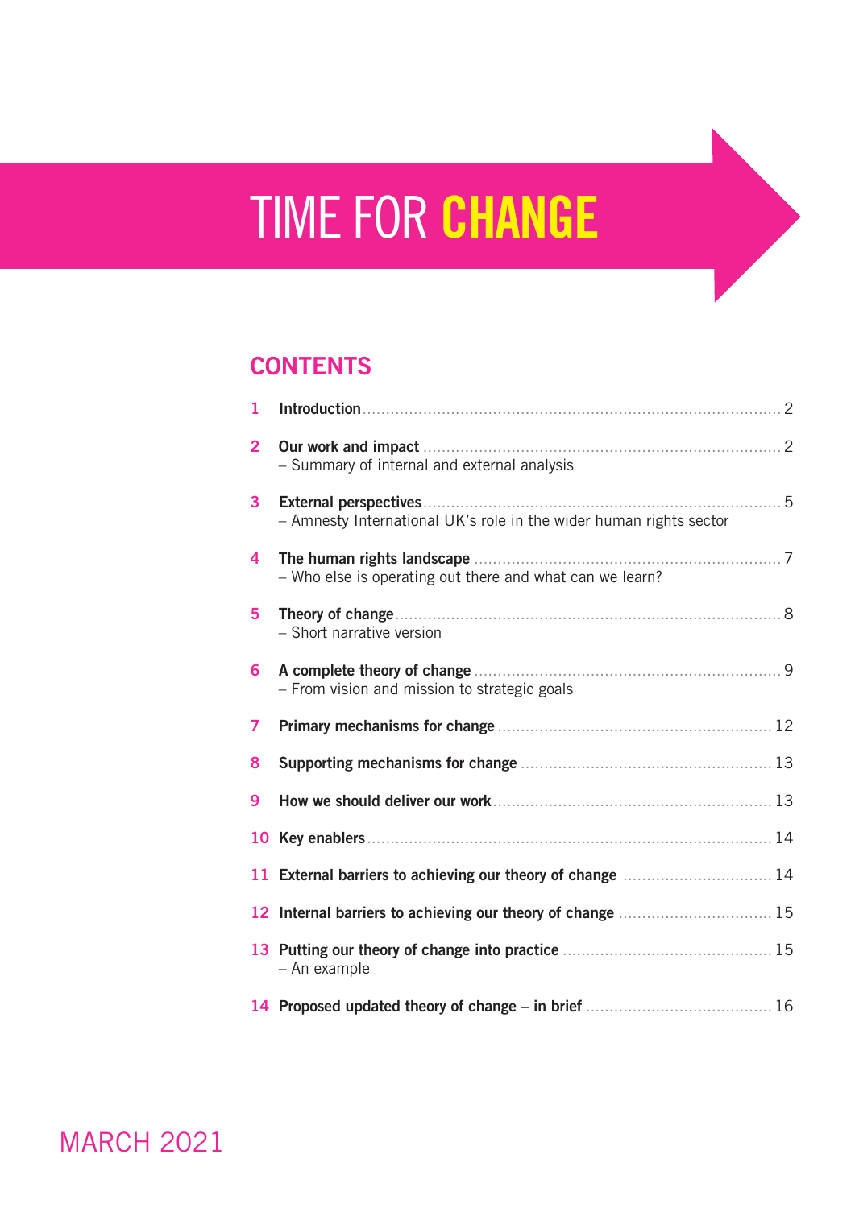# TIME FOR **CHANGE**

## CONTENTS

1. **Introduction** ........ 2
2. **Our work and impact** ........ 2
   – Summary of internal and external analysis
3. **External perspectives** ........ 5
   – Amnesty International UK's role in the wider human rights sector
4. **The human rights landscape** ........ 7
   – Who else is operating out there and what can we learn?
5. **Theory of change** ........ 8
   – Short narrative version
6. **A complete theory of change** ........ 9
   – From vision and mission to strategic goals
7. **Primary mechanisms for change** ........ 12
8. **Supporting mechanisms for change** ........ 13
9. **How we should deliver our work** ........ 13
10. **Key enablers** ........ 14
11. **External barriers to achieving our theory of change** ........ 14
12. **Internal barriers to achieving our theory of change** ........ 15
13. **Putting our theory of change into practice** ........ 15
    – An example
14. **Proposed updated theory of change – in brief** ........ 16

MARCH 2021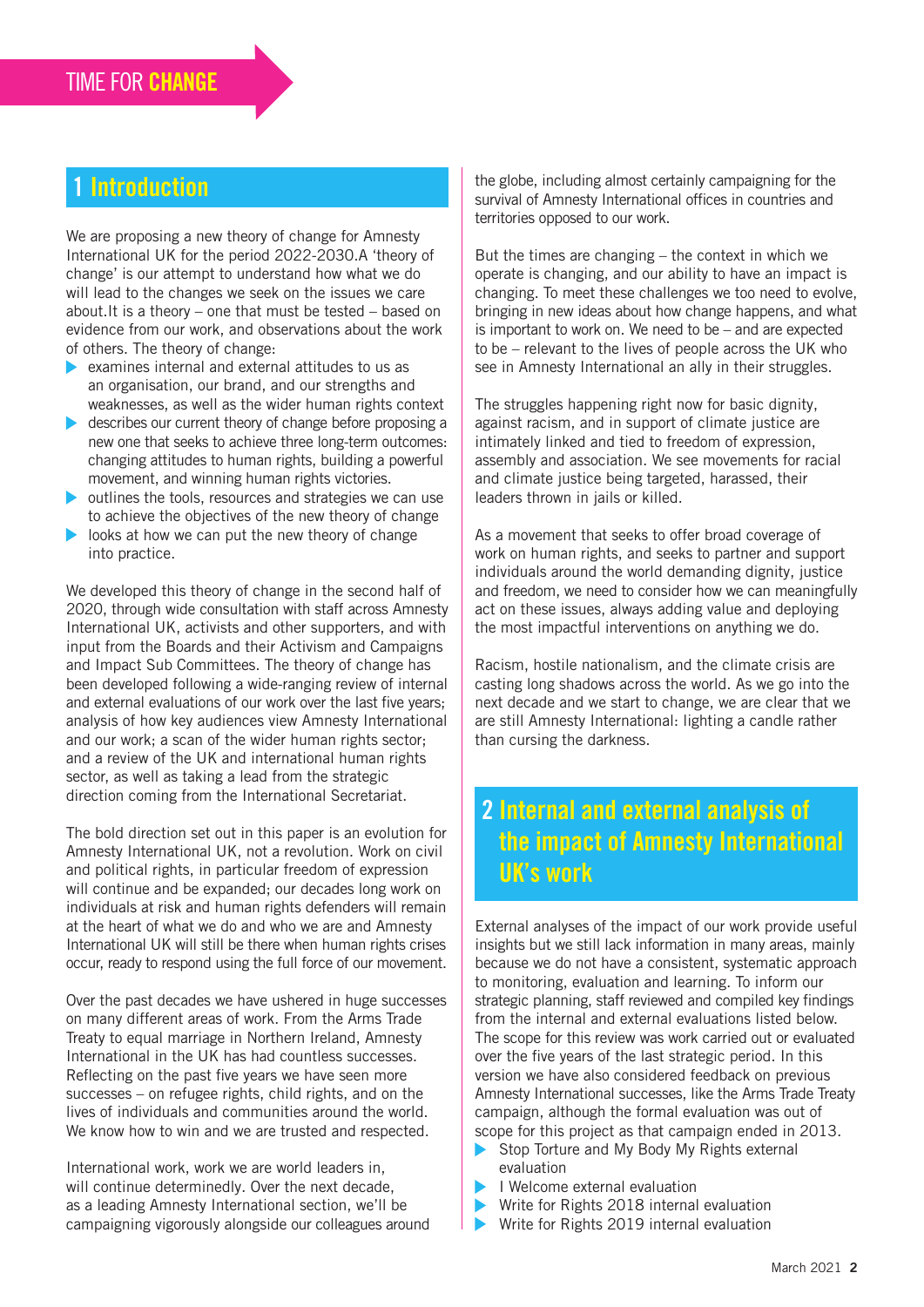## 1 Introduction

We are proposing a new theory of change for Amnesty International UK for the period 2022-2030.A 'theory of change' is our attempt to understand how what we do will lead to the changes we seek on the issues we care about.It is a theory – one that must be tested – based on evidence from our work, and observations about the work of others. The theory of change:

- examines internal and external attitudes to us as an organisation, our brand, and our strengths and weaknesses, as well as the wider human rights context
- describes our current theory of change before proposing a new one that seeks to achieve three long-term outcomes: changing attitudes to human rights, building a powerful movement, and winning human rights victories.
- outlines the tools, resources and strategies we can use to achieve the objectives of the new theory of change
- looks at how we can put the new theory of change into practice.

We developed this theory of change in the second half of 2020, through wide consultation with staff across Amnesty International UK, activists and other supporters, and with input from the Boards and their Activism and Campaigns and Impact Sub Committees. The theory of change has been developed following a wide-ranging review of internal and external evaluations of our work over the last five years; analysis of how key audiences view Amnesty International and our work; a scan of the wider human rights sector; and a review of the UK and international human rights sector, as well as taking a lead from the strategic direction coming from the International Secretariat.

The bold direction set out in this paper is an evolution for Amnesty International UK, not a revolution. Work on civil and political rights, in particular freedom of expression will continue and be expanded; our decades long work on individuals at risk and human rights defenders will remain at the heart of what we do and who we are and Amnesty International UK will still be there when human rights crises occur, ready to respond using the full force of our movement.

Over the past decades we have ushered in huge successes on many different areas of work. From the Arms Trade Treaty to equal marriage in Northern Ireland, Amnesty International in the UK has had countless successes. Reflecting on the past five years we have seen more successes – on refugee rights, child rights, and on the lives of individuals and communities around the world. We know how to win and we are trusted and respected.

International work, work we are world leaders in, will continue determinedly. Over the next decade, as a leading Amnesty International section, we'll be campaigning vigorously alongside our colleagues around the globe, including almost certainly campaigning for the survival of Amnesty International offices in countries and territories opposed to our work.

But the times are changing – the context in which we operate is changing, and our ability to have an impact is changing. To meet these challenges we too need to evolve, bringing in new ideas about how change happens, and what is important to work on. We need to be – and are expected to be – relevant to the lives of people across the UK who see in Amnesty International an ally in their struggles.

The struggles happening right now for basic dignity, against racism, and in support of climate justice are intimately linked and tied to freedom of expression, assembly and association. We see movements for racial and climate justice being targeted, harassed, their leaders thrown in jails or killed.

As a movement that seeks to offer broad coverage of work on human rights, and seeks to partner and support individuals around the world demanding dignity, justice and freedom, we need to consider how we can meaningfully act on these issues, always adding value and deploying the most impactful interventions on anything we do.

Racism, hostile nationalism, and the climate crisis are casting long shadows across the world. As we go into the next decade and we start to change, we are clear that we are still Amnesty International: lighting a candle rather than cursing the darkness.

## 2 Internal and external analysis of the impact of Amnesty International UK's work

External analyses of the impact of our work provide useful insights but we still lack information in many areas, mainly because we do not have a consistent, systematic approach to monitoring, evaluation and learning. To inform our strategic planning, staff reviewed and compiled key findings from the internal and external evaluations listed below. The scope for this review was work carried out or evaluated over the five years of the last strategic period. In this version we have also considered feedback on previous Amnesty International successes, like the Arms Trade Treaty campaign, although the formal evaluation was out of scope for this project as that campaign ended in 2013.

- Stop Torture and My Body My Rights external evaluation
- I Welcome external evaluation
- Write for Rights 2018 internal evaluation
- Write for Rights 2019 internal evaluation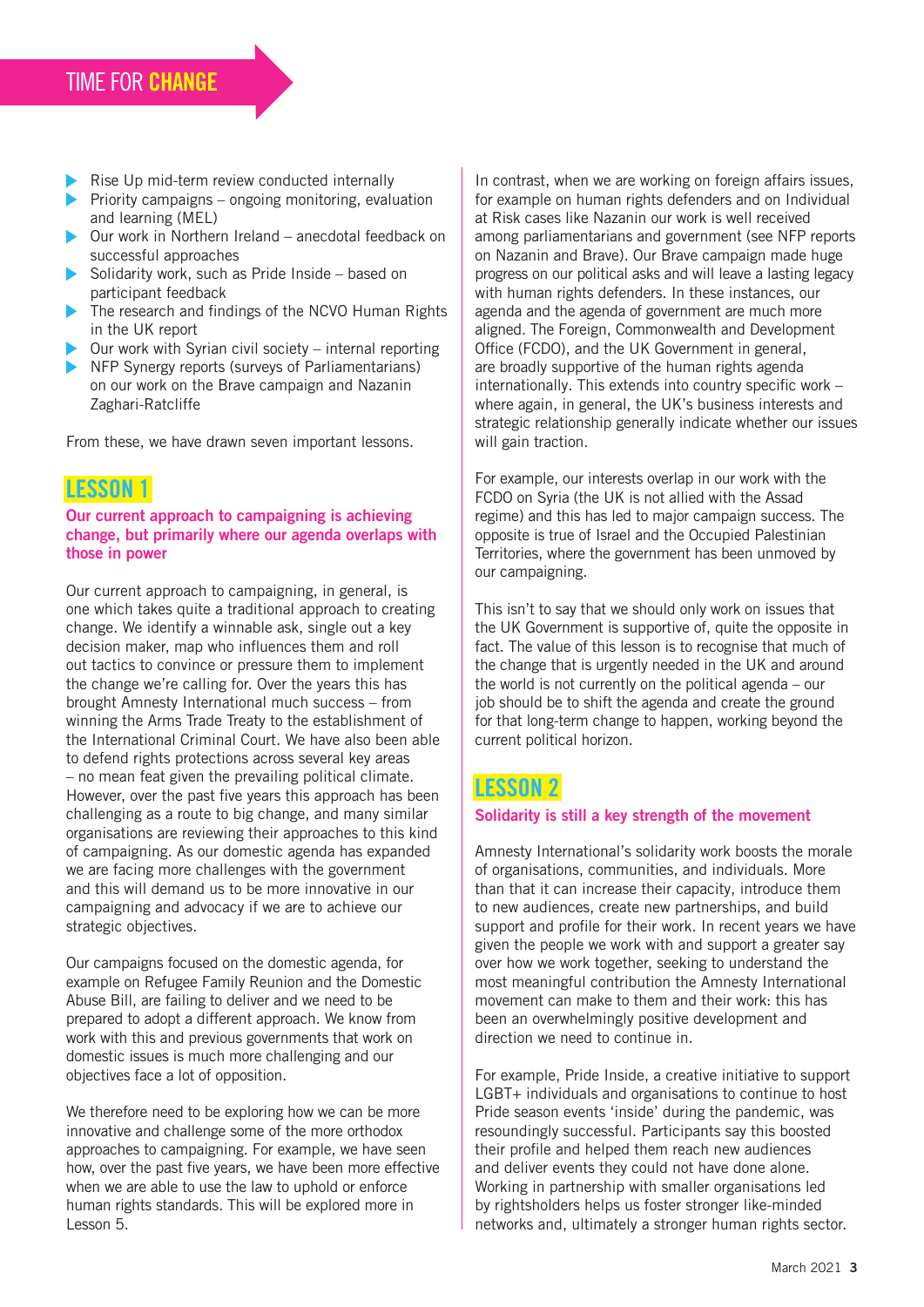- Rise Up mid-term review conducted internally
- Priority campaigns – ongoing monitoring, evaluation and learning (MEL)
- Our work in Northern Ireland – anecdotal feedback on successful approaches
- Solidarity work, such as Pride Inside – based on participant feedback
- The research and findings of the NCVO Human Rights in the UK report
- Our work with Syrian civil society – internal reporting
- NFP Synergy reports (surveys of Parliamentarians) on our work on the Brave campaign and Nazanin Zaghari-Ratcliffe

From these, we have drawn seven important lessons.

## LESSON 1

### Our current approach to campaigning is achieving change, but primarily where our agenda overlaps with those in power

Our current approach to campaigning, in general, is one which takes quite a traditional approach to creating change. We identify a winnable ask, single out a key decision maker, map who influences them and roll out tactics to convince or pressure them to implement the change we're calling for. Over the years this has brought Amnesty International much success – from winning the Arms Trade Treaty to the establishment of the International Criminal Court. We have also been able to defend rights protections across several key areas – no mean feat given the prevailing political climate. However, over the past five years this approach has been challenging as a route to big change, and many similar organisations are reviewing their approaches to this kind of campaigning. As our domestic agenda has expanded we are facing more challenges with the government and this will demand us to be more innovative in our campaigning and advocacy if we are to achieve our strategic objectives.

Our campaigns focused on the domestic agenda, for example on Refugee Family Reunion and the Domestic Abuse Bill, are failing to deliver and we need to be prepared to adopt a different approach. We know from work with this and previous governments that work on domestic issues is much more challenging and our objectives face a lot of opposition.

We therefore need to be exploring how we can be more innovative and challenge some of the more orthodox approaches to campaigning. For example, we have seen how, over the past five years, we have been more effective when we are able to use the law to uphold or enforce human rights standards. This will be explored more in Lesson 5.

In contrast, when we are working on foreign affairs issues, for example on human rights defenders and on Individual at Risk cases like Nazanin our work is well received among parliamentarians and government (see NFP reports on Nazanin and Brave). Our Brave campaign made huge progress on our political asks and will leave a lasting legacy with human rights defenders. In these instances, our agenda and the agenda of government are much more aligned. The Foreign, Commonwealth and Development Office (FCDO), and the UK Government in general, are broadly supportive of the human rights agenda internationally. This extends into country specific work – where again, in general, the UK's business interests and strategic relationship generally indicate whether our issues will gain traction.

For example, our interests overlap in our work with the FCDO on Syria (the UK is not allied with the Assad regime) and this has led to major campaign success. The opposite is true of Israel and the Occupied Palestinian Territories, where the government has been unmoved by our campaigning.

This isn't to say that we should only work on issues that the UK Government is supportive of, quite the opposite in fact. The value of this lesson is to recognise that much of the change that is urgently needed in the UK and around the world is not currently on the political agenda – our job should be to shift the agenda and create the ground for that long-term change to happen, working beyond the current political horizon.

## LESSON 2

### Solidarity is still a key strength of the movement

Amnesty International's solidarity work boosts the morale of organisations, communities, and individuals. More than that it can increase their capacity, introduce them to new audiences, create new partnerships, and build support and profile for their work. In recent years we have given the people we work with and support a greater say over how we work together, seeking to understand the most meaningful contribution the Amnesty International movement can make to them and their work: this has been an overwhelmingly positive development and direction we need to continue in.

For example, Pride Inside, a creative initiative to support LGBT+ individuals and organisations to continue to host Pride season events 'inside' during the pandemic, was resoundingly successful. Participants say this boosted their profile and helped them reach new audiences and deliver events they could not have done alone. Working in partnership with smaller organisations led by rightsholders helps us foster stronger like-minded networks and, ultimately a stronger human rights sector.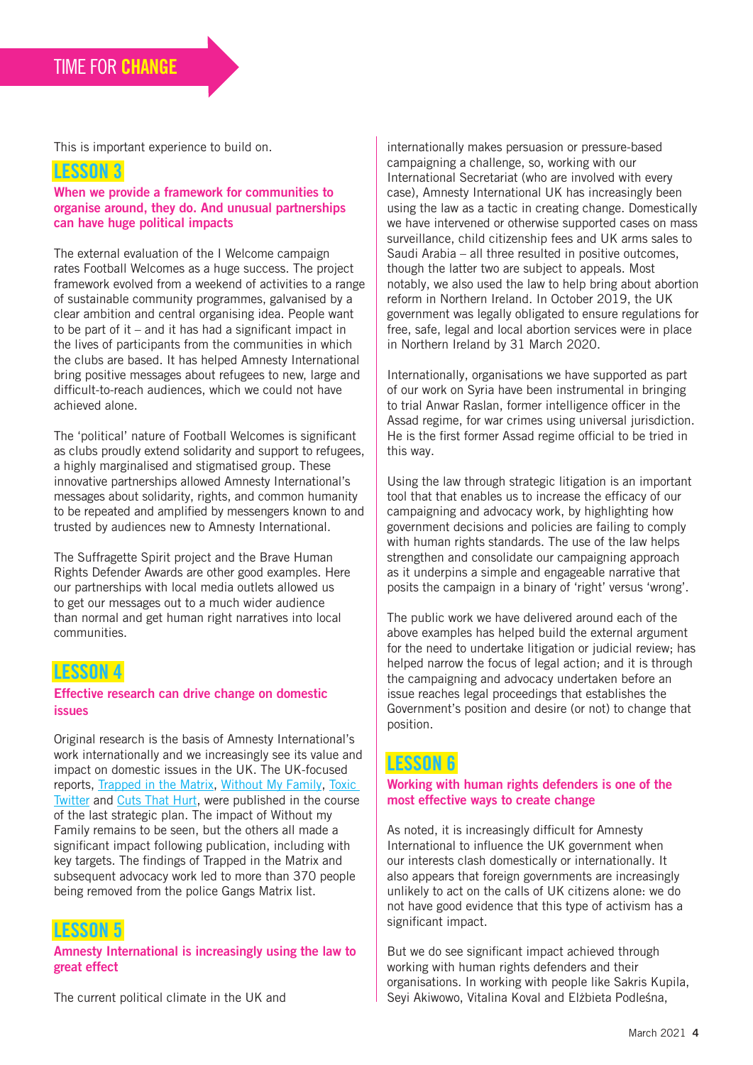This is important experience to build on.

## LESSON 3

### When we provide a framework for communities to organise around, they do. And unusual partnerships can have huge political impacts

The external evaluation of the I Welcome campaign rates Football Welcomes as a huge success. The project framework evolved from a weekend of activities to a range of sustainable community programmes, galvanised by a clear ambition and central organising idea. People want to be part of it – and it has had a significant impact in the lives of participants from the communities in which the clubs are based. It has helped Amnesty International bring positive messages about refugees to new, large and difficult-to-reach audiences, which we could not have achieved alone.

The 'political' nature of Football Welcomes is significant as clubs proudly extend solidarity and support to refugees, a highly marginalised and stigmatised group. These innovative partnerships allowed Amnesty International's messages about solidarity, rights, and common humanity to be repeated and amplified by messengers known to and trusted by audiences new to Amnesty International.

The Suffragette Spirit project and the Brave Human Rights Defender Awards are other good examples. Here our partnerships with local media outlets allowed us to get our messages out to a much wider audience than normal and get human right narratives into local communities.

## LESSON 4

### Effective research can drive change on domestic issues

Original research is the basis of Amnesty International's work internationally and we increasingly see its value and impact on domestic issues in the UK. The UK-focused reports, Trapped in the Matrix, Without My Family, Toxic Twitter and Cuts That Hurt, were published in the course of the last strategic plan. The impact of Without my Family remains to be seen, but the others all made a significant impact following publication, including with key targets. The findings of Trapped in the Matrix and subsequent advocacy work led to more than 370 people being removed from the police Gangs Matrix list.

## LESSON 5

### Amnesty International is increasingly using the law to great effect

The current political climate in the UK and internationally makes persuasion or pressure-based campaigning a challenge, so, working with our International Secretariat (who are involved with every case), Amnesty International UK has increasingly been using the law as a tactic in creating change. Domestically we have intervened or otherwise supported cases on mass surveillance, child citizenship fees and UK arms sales to Saudi Arabia – all three resulted in positive outcomes, though the latter two are subject to appeals. Most notably, we also used the law to help bring about abortion reform in Northern Ireland. In October 2019, the UK government was legally obligated to ensure regulations for free, safe, legal and local abortion services were in place in Northern Ireland by 31 March 2020.

Internationally, organisations we have supported as part of our work on Syria have been instrumental in bringing to trial Anwar Raslan, former intelligence officer in the Assad regime, for war crimes using universal jurisdiction. He is the first former Assad regime official to be tried in this way.

Using the law through strategic litigation is an important tool that that enables us to increase the efficacy of our campaigning and advocacy work, by highlighting how government decisions and policies are failing to comply with human rights standards. The use of the law helps strengthen and consolidate our campaigning approach as it underpins a simple and engageable narrative that posits the campaign in a binary of 'right' versus 'wrong'.

The public work we have delivered around each of the above examples has helped build the external argument for the need to undertake litigation or judicial review; has helped narrow the focus of legal action; and it is through the campaigning and advocacy undertaken before an issue reaches legal proceedings that establishes the Government's position and desire (or not) to change that position.

## LESSON 6

### Working with human rights defenders is one of the most effective ways to create change

As noted, it is increasingly difficult for Amnesty International to influence the UK government when our interests clash domestically or internationally. It also appears that foreign governments are increasingly unlikely to act on the calls of UK citizens alone: we do not have good evidence that this type of activism has a significant impact.

But we do see significant impact achieved through working with human rights defenders and their organisations. In working with people like Sakris Kupila, Seyi Akiwowo, Vitalina Koval and Elżbieta Podleśna,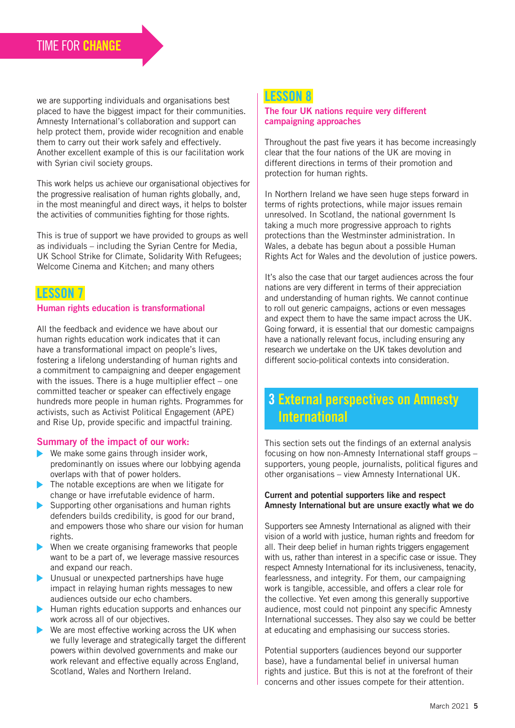we are supporting individuals and organisations best placed to have the biggest impact for their communities. Amnesty International's collaboration and support can help protect them, provide wider recognition and enable them to carry out their work safely and effectively. Another excellent example of this is our facilitation work with Syrian civil society groups.

This work helps us achieve our organisational objectives for the progressive realisation of human rights globally, and, in the most meaningful and direct ways, it helps to bolster the activities of communities fighting for those rights.

This is true of support we have provided to groups as well as individuals – including the Syrian Centre for Media, UK School Strike for Climate, Solidarity With Refugees; Welcome Cinema and Kitchen; and many others

## LESSON 7

### Human rights education is transformational

All the feedback and evidence we have about our human rights education work indicates that it can have a transformational impact on people's lives, fostering a lifelong understanding of human rights and a commitment to campaigning and deeper engagement with the issues. There is a huge multiplier effect – one committed teacher or speaker can effectively engage hundreds more people in human rights. Programmes for activists, such as Activist Political Engagement (APE) and Rise Up, provide specific and impactful training.

### Summary of the impact of our work:

- We make some gains through insider work, predominantly on issues where our lobbying agenda overlaps with that of power holders.
- The notable exceptions are when we litigate for change or have irrefutable evidence of harm.
- Supporting other organisations and human rights defenders builds credibility, is good for our brand, and empowers those who share our vision for human rights.
- When we create organising frameworks that people want to be a part of, we leverage massive resources and expand our reach.
- Unusual or unexpected partnerships have huge impact in relaying human rights messages to new audiences outside our echo chambers.
- Human rights education supports and enhances our work across all of our objectives.
- We are most effective working across the UK when we fully leverage and strategically target the different powers within devolved governments and make our work relevant and effective equally across England, Scotland, Wales and Northern Ireland.

## LESSON 8

### The four UK nations require very different campaigning approaches

Throughout the past five years it has become increasingly clear that the four nations of the UK are moving in different directions in terms of their promotion and protection for human rights.

In Northern Ireland we have seen huge steps forward in terms of rights protections, while major issues remain unresolved. In Scotland, the national government Is taking a much more progressive approach to rights protections than the Westminster administration. In Wales, a debate has begun about a possible Human Rights Act for Wales and the devolution of justice powers.

It's also the case that our target audiences across the four nations are very different in terms of their appreciation and understanding of human rights. We cannot continue to roll out generic campaigns, actions or even messages and expect them to have the same impact across the UK. Going forward, it is essential that our domestic campaigns have a nationally relevant focus, including ensuring any research we undertake on the UK takes devolution and different socio-political contexts into consideration.

# 3 External perspectives on Amnesty International

This section sets out the findings of an external analysis focusing on how non-Amnesty International staff groups – supporters, young people, journalists, political figures and other organisations – view Amnesty International UK.

**Current and potential supporters like and respect Amnesty International but are unsure exactly what we do**

Supporters see Amnesty International as aligned with their vision of a world with justice, human rights and freedom for all. Their deep belief in human rights triggers engagement with us, rather than interest in a specific case or issue. They respect Amnesty International for its inclusiveness, tenacity, fearlessness, and integrity. For them, our campaigning work is tangible, accessible, and offers a clear role for the collective. Yet even among this generally supportive audience, most could not pinpoint any specific Amnesty International successes. They also say we could be better at educating and emphasising our success stories.

Potential supporters (audiences beyond our supporter base), have a fundamental belief in universal human rights and justice. But this is not at the forefront of their concerns and other issues compete for their attention.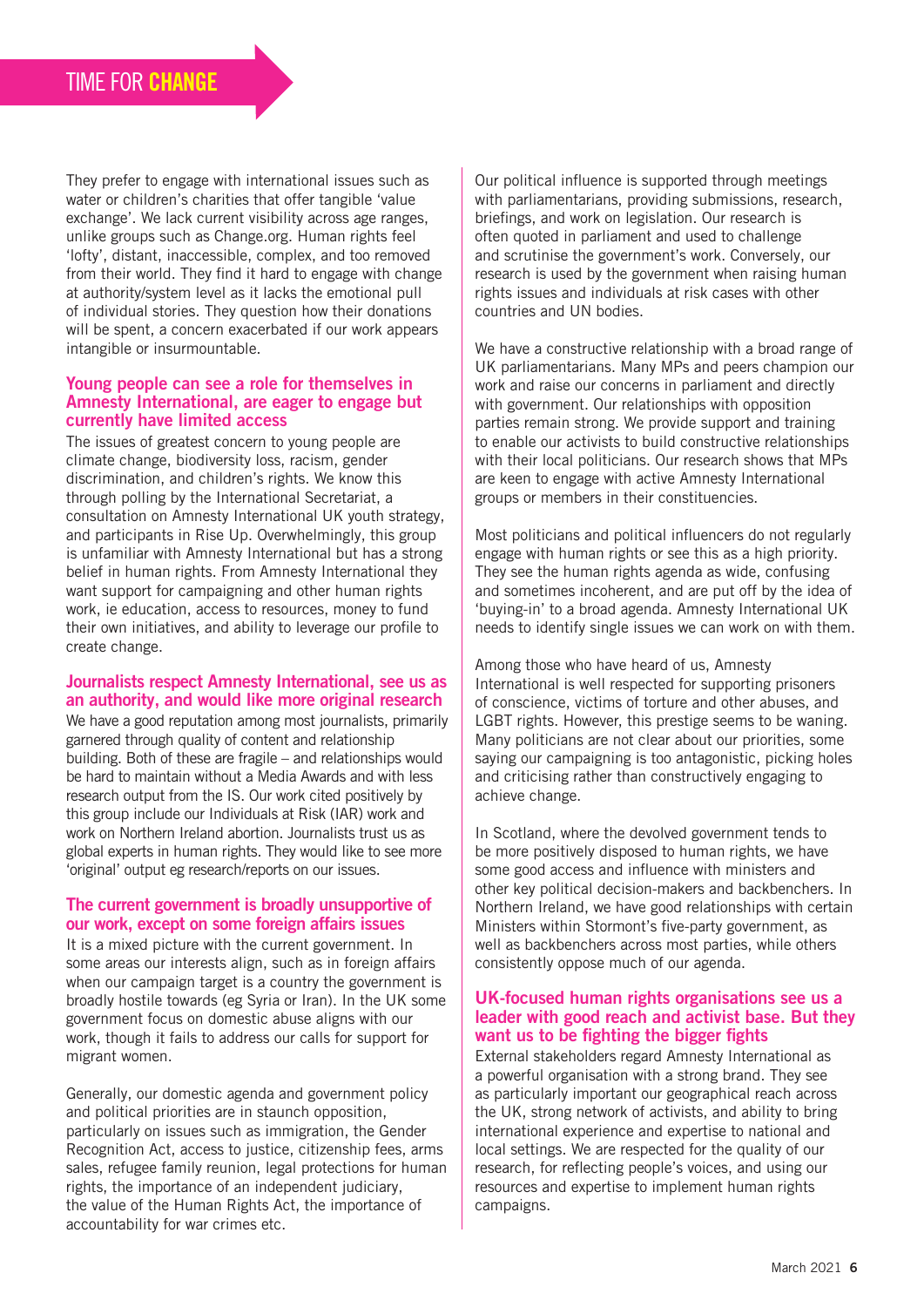They prefer to engage with international issues such as water or children's charities that offer tangible 'value exchange'. We lack current visibility across age ranges, unlike groups such as Change.org. Human rights feel 'lofty', distant, inaccessible, complex, and too removed from their world. They find it hard to engage with change at authority/system level as it lacks the emotional pull of individual stories. They question how their donations will be spent, a concern exacerbated if our work appears intangible or insurmountable.

### Young people can see a role for themselves in Amnesty International, are eager to engage but currently have limited access

The issues of greatest concern to young people are climate change, biodiversity loss, racism, gender discrimination, and children's rights. We know this through polling by the International Secretariat, a consultation on Amnesty International UK youth strategy, and participants in Rise Up. Overwhelmingly, this group is unfamiliar with Amnesty International but has a strong belief in human rights. From Amnesty International they want support for campaigning and other human rights work, ie education, access to resources, money to fund their own initiatives, and ability to leverage our profile to create change.

### Journalists respect Amnesty International, see us as an authority, and would like more original research

We have a good reputation among most journalists, primarily garnered through quality of content and relationship building. Both of these are fragile – and relationships would be hard to maintain without a Media Awards and with less research output from the IS. Our work cited positively by this group include our Individuals at Risk (IAR) work and work on Northern Ireland abortion. Journalists trust us as global experts in human rights. They would like to see more 'original' output eg research/reports on our issues.

### The current government is broadly unsupportive of our work, except on some foreign affairs issues

It is a mixed picture with the current government. In some areas our interests align, such as in foreign affairs when our campaign target is a country the government is broadly hostile towards (eg Syria or Iran). In the UK some government focus on domestic abuse aligns with our work, though it fails to address our calls for support for migrant women.

Generally, our domestic agenda and government policy and political priorities are in staunch opposition, particularly on issues such as immigration, the Gender Recognition Act, access to justice, citizenship fees, arms sales, refugee family reunion, legal protections for human rights, the importance of an independent judiciary, the value of the Human Rights Act, the importance of accountability for war crimes etc.

Our political influence is supported through meetings with parliamentarians, providing submissions, research, briefings, and work on legislation. Our research is often quoted in parliament and used to challenge and scrutinise the government's work. Conversely, our research is used by the government when raising human rights issues and individuals at risk cases with other countries and UN bodies.

We have a constructive relationship with a broad range of UK parliamentarians. Many MPs and peers champion our work and raise our concerns in parliament and directly with government. Our relationships with opposition parties remain strong. We provide support and training to enable our activists to build constructive relationships with their local politicians. Our research shows that MPs are keen to engage with active Amnesty International groups or members in their constituencies.

Most politicians and political influencers do not regularly engage with human rights or see this as a high priority. They see the human rights agenda as wide, confusing and sometimes incoherent, and are put off by the idea of 'buying-in' to a broad agenda. Amnesty International UK needs to identify single issues we can work on with them.

Among those who have heard of us, Amnesty International is well respected for supporting prisoners of conscience, victims of torture and other abuses, and LGBT rights. However, this prestige seems to be waning. Many politicians are not clear about our priorities, some saying our campaigning is too antagonistic, picking holes and criticising rather than constructively engaging to achieve change.

In Scotland, where the devolved government tends to be more positively disposed to human rights, we have some good access and influence with ministers and other key political decision-makers and backbenchers. In Northern Ireland, we have good relationships with certain Ministers within Stormont's five-party government, as well as backbenchers across most parties, while others consistently oppose much of our agenda.

### UK-focused human rights organisations see us a leader with good reach and activist base. But they want us to be fighting the bigger fights

External stakeholders regard Amnesty International as a powerful organisation with a strong brand. They see as particularly important our geographical reach across the UK, strong network of activists, and ability to bring international experience and expertise to national and local settings. We are respected for the quality of our research, for reflecting people's voices, and using our resources and expertise to implement human rights campaigns.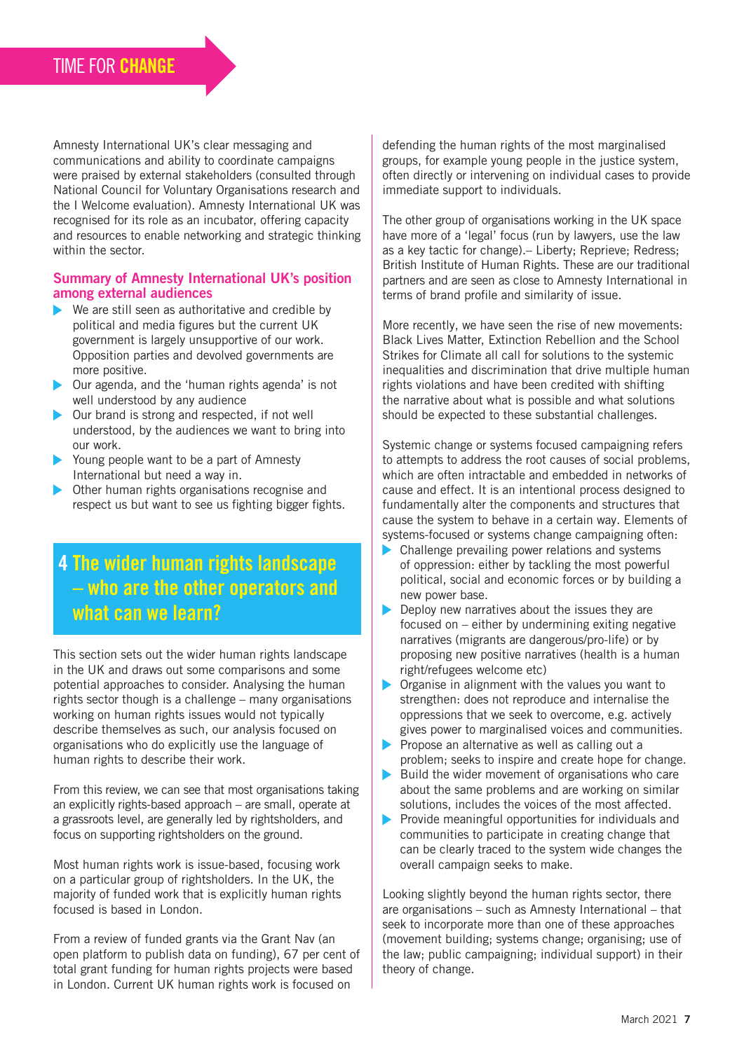Amnesty International UK's clear messaging and communications and ability to coordinate campaigns were praised by external stakeholders (consulted through National Council for Voluntary Organisations research and the I Welcome evaluation). Amnesty International UK was recognised for its role as an incubator, offering capacity and resources to enable networking and strategic thinking within the sector.

### Summary of Amnesty International UK's position among external audiences

- We are still seen as authoritative and credible by political and media figures but the current UK government is largely unsupportive of our work. Opposition parties and devolved governments are more positive.
- Our agenda, and the 'human rights agenda' is not well understood by any audience
- Our brand is strong and respected, if not well understood, by the audiences we want to bring into our work.
- Young people want to be a part of Amnesty International but need a way in.
- Other human rights organisations recognise and respect us but want to see us fighting bigger fights.

## 4 The wider human rights landscape – who are the other operators and what can we learn?

This section sets out the wider human rights landscape in the UK and draws out some comparisons and some potential approaches to consider. Analysing the human rights sector though is a challenge – many organisations working on human rights issues would not typically describe themselves as such, our analysis focused on organisations who do explicitly use the language of human rights to describe their work.

From this review, we can see that most organisations taking an explicitly rights-based approach – are small, operate at a grassroots level, are generally led by rightsholders, and focus on supporting rightsholders on the ground.

Most human rights work is issue-based, focusing work on a particular group of rightsholders. In the UK, the majority of funded work that is explicitly human rights focused is based in London.

From a review of funded grants via the Grant Nav (an open platform to publish data on funding), 67 per cent of total grant funding for human rights projects were based in London. Current UK human rights work is focused on defending the human rights of the most marginalised groups, for example young people in the justice system, often directly or intervening on individual cases to provide immediate support to individuals.

The other group of organisations working in the UK space have more of a 'legal' focus (run by lawyers, use the law as a key tactic for change).– Liberty; Reprieve; Redress; British Institute of Human Rights. These are our traditional partners and are seen as close to Amnesty International in terms of brand profile and similarity of issue.

More recently, we have seen the rise of new movements: Black Lives Matter, Extinction Rebellion and the School Strikes for Climate all call for solutions to the systemic inequalities and discrimination that drive multiple human rights violations and have been credited with shifting the narrative about what is possible and what solutions should be expected to these substantial challenges.

Systemic change or systems focused campaigning refers to attempts to address the root causes of social problems, which are often intractable and embedded in networks of cause and effect. It is an intentional process designed to fundamentally alter the components and structures that cause the system to behave in a certain way. Elements of systems-focused or systems change campaigning often:

- Challenge prevailing power relations and systems of oppression: either by tackling the most powerful political, social and economic forces or by building a new power base.
- Deploy new narratives about the issues they are focused on – either by undermining exiting negative narratives (migrants are dangerous/pro-life) or by proposing new positive narratives (health is a human right/refugees welcome etc)
- Organise in alignment with the values you want to strengthen: does not reproduce and internalise the oppressions that we seek to overcome, e.g. actively gives power to marginalised voices and communities.
- Propose an alternative as well as calling out a problem; seeks to inspire and create hope for change.
- Build the wider movement of organisations who care about the same problems and are working on similar solutions, includes the voices of the most affected.
- Provide meaningful opportunities for individuals and communities to participate in creating change that can be clearly traced to the system wide changes the overall campaign seeks to make.

Looking slightly beyond the human rights sector, there are organisations – such as Amnesty International – that seek to incorporate more than one of these approaches (movement building; systems change; organising; use of the law; public campaigning; individual support) in their theory of change.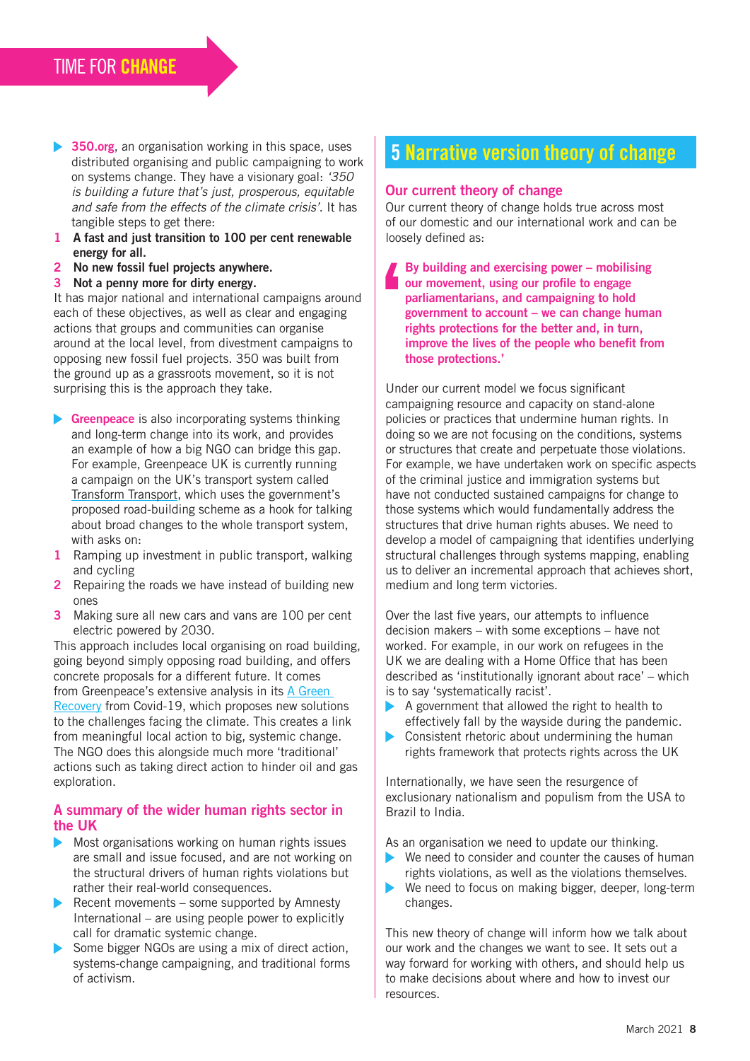- **350.org**, an organisation working in this space, uses distributed organising and public campaigning to work on systems change. They have a visionary goal: *'350 is building a future that's just, prosperous, equitable and safe from the effects of the climate crisis'*. It has tangible steps to get there:

1. **A fast and just transition to 100 per cent renewable energy for all.**
2. **No new fossil fuel projects anywhere.**
3. **Not a penny more for dirty energy.**

It has major national and international campaigns around each of these objectives, as well as clear and engaging actions that groups and communities can organise around at the local level, from divestment campaigns to opposing new fossil fuel projects. 350 was built from the ground up as a grassroots movement, so it is not surprising this is the approach they take.

- **Greenpeace** is also incorporating systems thinking and long-term change into its work, and provides an example of how a big NGO can bridge this gap. For example, Greenpeace UK is currently running a campaign on the UK's transport system called Transform Transport, which uses the government's proposed road-building scheme as a hook for talking about broad changes to the whole transport system, with asks on:

1. Ramping up investment in public transport, walking and cycling
2. Repairing the roads we have instead of building new ones
3. Making sure all new cars and vans are 100 per cent electric powered by 2030.

This approach includes local organising on road building, going beyond simply opposing road building, and offers concrete proposals for a different future. It comes from Greenpeace's extensive analysis in its A Green Recovery from Covid-19, which proposes new solutions to the challenges facing the climate. This creates a link from meaningful local action to big, systemic change. The NGO does this alongside much more 'traditional' actions such as taking direct action to hinder oil and gas exploration.

### A summary of the wider human rights sector in the UK

- Most organisations working on human rights issues are small and issue focused, and are not working on the structural drivers of human rights violations but rather their real-world consequences.
- Recent movements – some supported by Amnesty International – are using people power to explicitly call for dramatic systemic change.
- Some bigger NGOs are using a mix of direct action, systems-change campaigning, and traditional forms of activism.

## 5 Narrative version theory of change

### Our current theory of change

Our current theory of change holds true across most of our domestic and our international work and can be loosely defined as:

> **'By building and exercising power – mobilising our movement, using our profile to engage parliamentarians, and campaigning to hold government to account – we can change human rights protections for the better and, in turn, improve the lives of the people who benefit from those protections.'**

Under our current model we focus significant campaigning resource and capacity on stand-alone policies or practices that undermine human rights. In doing so we are not focusing on the conditions, systems or structures that create and perpetuate those violations. For example, we have undertaken work on specific aspects of the criminal justice and immigration systems but have not conducted sustained campaigns for change to those systems which would fundamentally address the structures that drive human rights abuses. We need to develop a model of campaigning that identifies underlying structural challenges through systems mapping, enabling us to deliver an incremental approach that achieves short, medium and long term victories.

Over the last five years, our attempts to influence decision makers – with some exceptions – have not worked. For example, in our work on refugees in the UK we are dealing with a Home Office that has been described as 'institutionally ignorant about race' – which is to say 'systematically racist'.

- A government that allowed the right to health to effectively fall by the wayside during the pandemic.
- Consistent rhetoric about undermining the human rights framework that protects rights across the UK

Internationally, we have seen the resurgence of exclusionary nationalism and populism from the USA to Brazil to India.

As an organisation we need to update our thinking.

- We need to consider and counter the causes of human rights violations, as well as the violations themselves.
- We need to focus on making bigger, deeper, long-term changes.

This new theory of change will inform how we talk about our work and the changes we want to see. It sets out a way forward for working with others, and should help us to make decisions about where and how to invest our resources.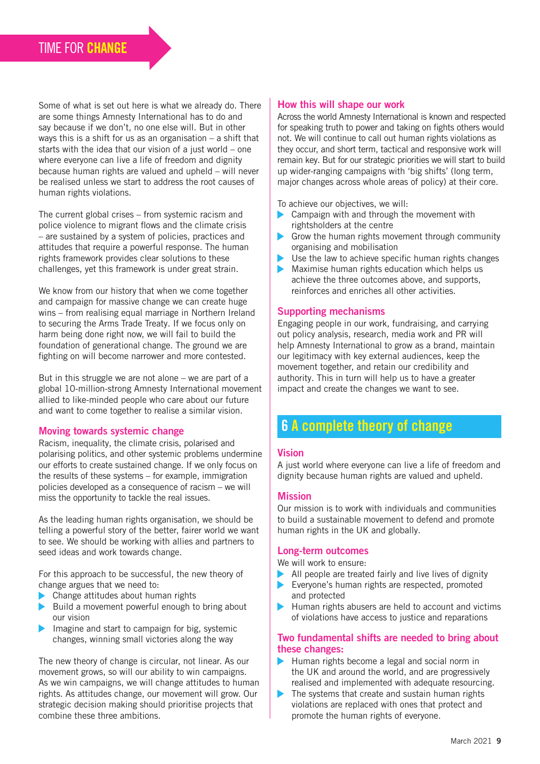Some of what is set out here is what we already do. There are some things Amnesty International has to do and say because if we don't, no one else will. But in other ways this is a shift for us as an organisation – a shift that starts with the idea that our vision of a just world – one where everyone can live a life of freedom and dignity because human rights are valued and upheld – will never be realised unless we start to address the root causes of human rights violations.

The current global crises – from systemic racism and police violence to migrant flows and the climate crisis – are sustained by a system of policies, practices and attitudes that require a powerful response. The human rights framework provides clear solutions to these challenges, yet this framework is under great strain.

We know from our history that when we come together and campaign for massive change we can create huge wins – from realising equal marriage in Northern Ireland to securing the Arms Trade Treaty. If we focus only on harm being done right now, we will fail to build the foundation of generational change. The ground we are fighting on will become narrower and more contested.

But in this struggle we are not alone – we are part of a global 10-million-strong Amnesty International movement allied to like-minded people who care about our future and want to come together to realise a similar vision.

### Moving towards systemic change

Racism, inequality, the climate crisis, polarised and polarising politics, and other systemic problems undermine our efforts to create sustained change. If we only focus on the results of these systems – for example, immigration policies developed as a consequence of racism – we will miss the opportunity to tackle the real issues.

As the leading human rights organisation, we should be telling a powerful story of the better, fairer world we want to see. We should be working with allies and partners to seed ideas and work towards change.

For this approach to be successful, the new theory of change argues that we need to:

- Change attitudes about human rights
- Build a movement powerful enough to bring about our vision
- Imagine and start to campaign for big, systemic changes, winning small victories along the way

The new theory of change is circular, not linear. As our movement grows, so will our ability to win campaigns. As we win campaigns, we will change attitudes to human rights. As attitudes change, our movement will grow. Our strategic decision making should prioritise projects that combine these three ambitions.

### How this will shape our work

Across the world Amnesty International is known and respected for speaking truth to power and taking on fights others would not. We will continue to call out human rights violations as they occur, and short term, tactical and responsive work will remain key. But for our strategic priorities we will start to build up wider-ranging campaigns with 'big shifts' (long term, major changes across whole areas of policy) at their core.

To achieve our objectives, we will:

- Campaign with and through the movement with rightsholders at the centre
- Grow the human rights movement through community organising and mobilisation
- Use the law to achieve specific human rights changes
- Maximise human rights education which helps us achieve the three outcomes above, and supports, reinforces and enriches all other activities.

### Supporting mechanisms

Engaging people in our work, fundraising, and carrying out policy analysis, research, media work and PR will help Amnesty International to grow as a brand, maintain our legitimacy with key external audiences, keep the movement together, and retain our credibility and authority. This in turn will help us to have a greater impact and create the changes we want to see.

## 6 A complete theory of change

### Vision

A just world where everyone can live a life of freedom and dignity because human rights are valued and upheld.

### Mission

Our mission is to work with individuals and communities to build a sustainable movement to defend and promote human rights in the UK and globally.

### Long-term outcomes

We will work to ensure:

- All people are treated fairly and live lives of dignity
- Everyone's human rights are respected, promoted and protected
- Human rights abusers are held to account and victims of violations have access to justice and reparations

### Two fundamental shifts are needed to bring about these changes:

- Human rights become a legal and social norm in the UK and around the world, and are progressively realised and implemented with adequate resourcing.
- The systems that create and sustain human rights violations are replaced with ones that protect and promote the human rights of everyone.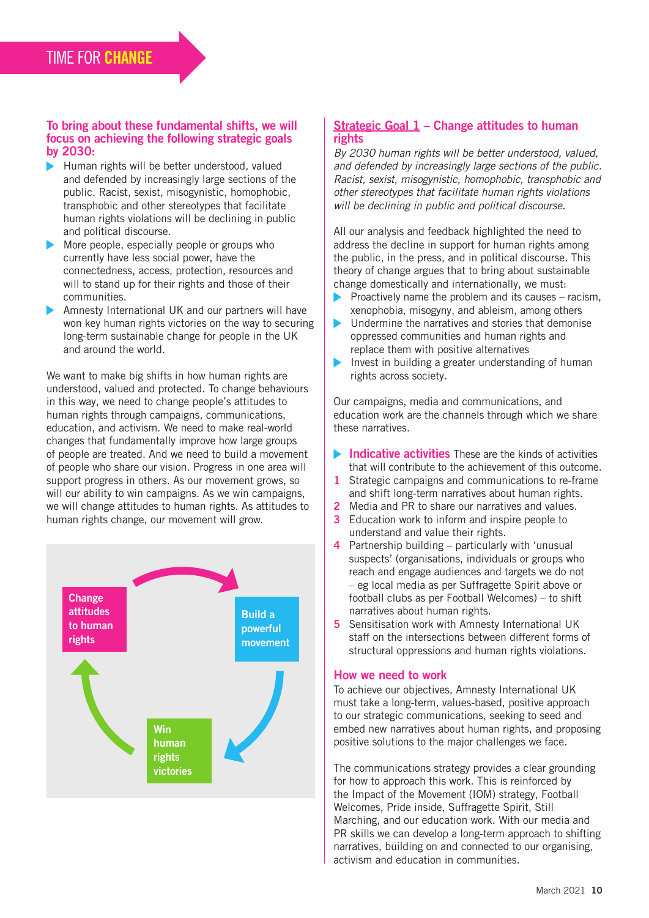## TIME FOR CHANGE

### To bring about these fundamental shifts, we will focus on achieving the following strategic goals by 2030:

- Human rights will be better understood, valued and defended by increasingly large sections of the public. Racist, sexist, misogynistic, homophobic, transphobic and other stereotypes that facilitate human rights violations will be declining in public and political discourse.
- More people, especially people or groups who currently have less social power, have the connectedness, access, protection, resources and will to stand up for their rights and those of their communities.
- Amnesty International UK and our partners will have won key human rights victories on the way to securing long-term sustainable change for people in the UK and around the world.

We want to make big shifts in how human rights are understood, valued and protected. To change behaviours in this way, we need to change people's attitudes to human rights through campaigns, communications, education, and activism. We need to make real-world changes that fundamentally improve how large groups of people are treated. And we need to build a movement of people who share our vision. Progress in one area will support progress in others. As our movement grows, so will our ability to win campaigns. As we win campaigns, we will change attitudes to human rights. As attitudes to human rights change, our movement will grow.

Change attitudes to human rights → Build a powerful movement → Win human rights victories → Change attitudes to human rights

### Strategic Goal 1 – Change attitudes to human rights

*By 2030 human rights will be better understood, valued, and defended by increasingly large sections of the public. Racist, sexist, misogynistic, homophobic, transphobic and other stereotypes that facilitate human rights violations will be declining in public and political discourse.*

All our analysis and feedback highlighted the need to address the decline in support for human rights among the public, in the press, and in political discourse. This theory of change argues that to bring about sustainable change domestically and internationally, we must:

- Proactively name the problem and its causes – racism, xenophobia, misogyny, and ableism, among others
- Undermine the narratives and stories that demonise oppressed communities and human rights and replace them with positive alternatives
- Invest in building a greater understanding of human rights across society.

Our campaigns, media and communications, and education work are the channels through which we share these narratives.

- **Indicative activities** These are the kinds of activities that will contribute to the achievement of this outcome.

1. Strategic campaigns and communications to re-frame and shift long-term narratives about human rights.
2. Media and PR to share our narratives and values.
3. Education work to inform and inspire people to understand and value their rights.
4. Partnership building – particularly with 'unusual suspects' (organisations, individuals or groups who reach and engage audiences and targets we do not – eg local media as per Suffragette Spirit above or football clubs as per Football Welcomes) – to shift narratives about human rights.
5. Sensitisation work with Amnesty International UK staff on the intersections between different forms of structural oppressions and human rights violations.

### How we need to work

To achieve our objectives, Amnesty International UK must take a long-term, values-based, positive approach to our strategic communications, seeking to seed and embed new narratives about human rights, and proposing positive solutions to the major challenges we face.

The communications strategy provides a clear grounding for how to approach this work. This is reinforced by the Impact of the Movement (IOM) strategy, Football Welcomes, Pride inside, Suffragette Spirit, Still Marching, and our education work. With our media and PR skills we can develop a long-term approach to shifting narratives, building on and connected to our organising, activism and education in communities.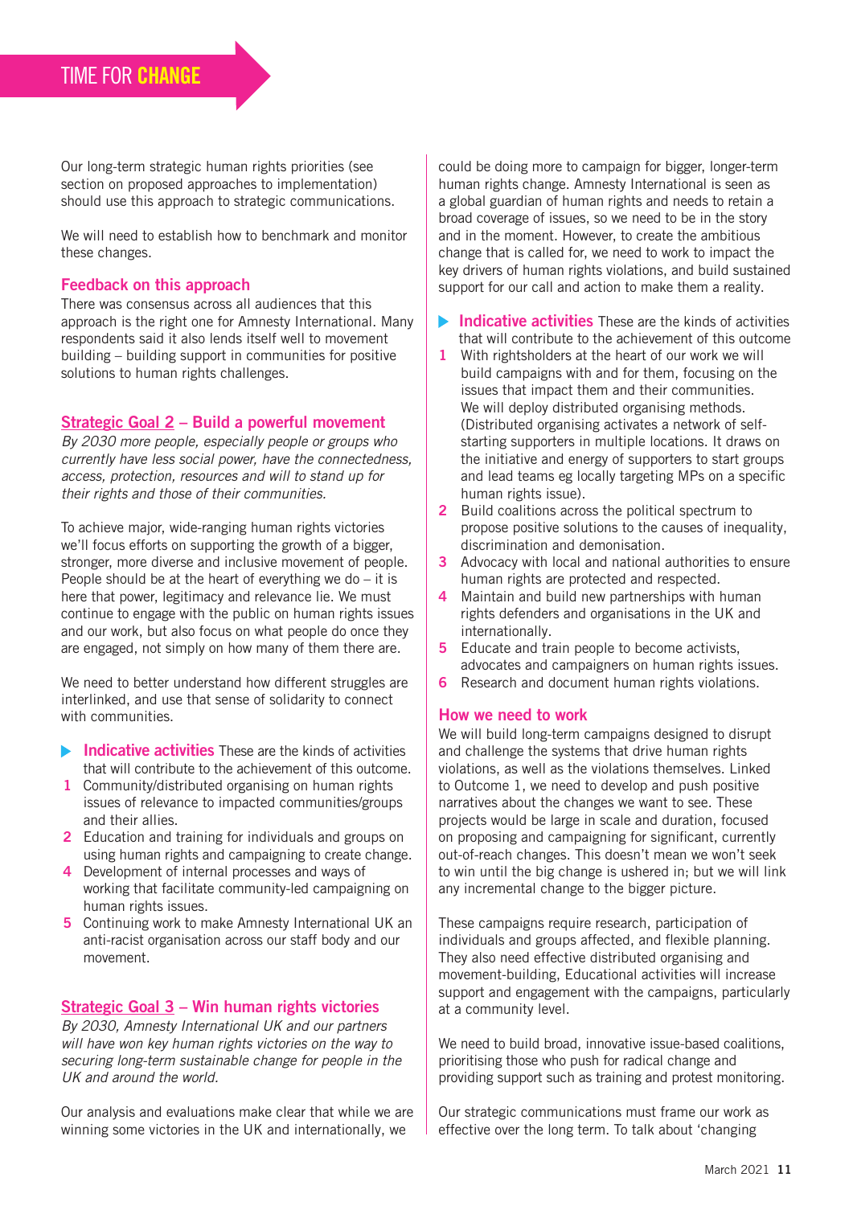Our long-term strategic human rights priorities (see section on proposed approaches to implementation) should use this approach to strategic communications.

We will need to establish how to benchmark and monitor these changes.

### Feedback on this approach

There was consensus across all audiences that this approach is the right one for Amnesty International. Many respondents said it also lends itself well to movement building – building support in communities for positive solutions to human rights challenges.

## Strategic Goal 2 – Build a powerful movement

*By 2030 more people, especially people or groups who currently have less social power, have the connectedness, access, protection, resources and will to stand up for their rights and those of their communities.*

To achieve major, wide-ranging human rights victories we'll focus efforts on supporting the growth of a bigger, stronger, more diverse and inclusive movement of people. People should be at the heart of everything we do – it is here that power, legitimacy and relevance lie. We must continue to engage with the public on human rights issues and our work, but also focus on what people do once they are engaged, not simply on how many of them there are.

We need to better understand how different struggles are interlinked, and use that sense of solidarity to connect with communities.

**Indicative activities** These are the kinds of activities that will contribute to the achievement of this outcome.

1. Community/distributed organising on human rights issues of relevance to impacted communities/groups and their allies.
2. Education and training for individuals and groups on using human rights and campaigning to create change.
4. Development of internal processes and ways of working that facilitate community-led campaigning on human rights issues.
5. Continuing work to make Amnesty International UK an anti-racist organisation across our staff body and our movement.

## Strategic Goal 3 – Win human rights victories

*By 2030, Amnesty International UK and our partners will have won key human rights victories on the way to securing long-term sustainable change for people in the UK and around the world.*

Our analysis and evaluations make clear that while we are winning some victories in the UK and internationally, we could be doing more to campaign for bigger, longer-term human rights change. Amnesty International is seen as a global guardian of human rights and needs to retain a broad coverage of issues, so we need to be in the story and in the moment. However, to create the ambitious change that is called for, we need to work to impact the key drivers of human rights violations, and build sustained support for our call and action to make them a reality.

**Indicative activities** These are the kinds of activities that will contribute to the achievement of this outcome

1. With rightsholders at the heart of our work we will build campaigns with and for them, focusing on the issues that impact them and their communities. We will deploy distributed organising methods. (Distributed organising activates a network of self-starting supporters in multiple locations. It draws on the initiative and energy of supporters to start groups and lead teams eg locally targeting MPs on a specific human rights issue).
2. Build coalitions across the political spectrum to propose positive solutions to the causes of inequality, discrimination and demonisation.
3. Advocacy with local and national authorities to ensure human rights are protected and respected.
4. Maintain and build new partnerships with human rights defenders and organisations in the UK and internationally.
5. Educate and train people to become activists, advocates and campaigners on human rights issues.
6. Research and document human rights violations.

### How we need to work

We will build long-term campaigns designed to disrupt and challenge the systems that drive human rights violations, as well as the violations themselves. Linked to Outcome 1, we need to develop and push positive narratives about the changes we want to see. These projects would be large in scale and duration, focused on proposing and campaigning for significant, currently out-of-reach changes. This doesn't mean we won't seek to win until the big change is ushered in; but we will link any incremental change to the bigger picture.

These campaigns require research, participation of individuals and groups affected, and flexible planning. They also need effective distributed organising and movement-building, Educational activities will increase support and engagement with the campaigns, particularly at a community level.

We need to build broad, innovative issue-based coalitions, prioritising those who push for radical change and providing support such as training and protest monitoring.

Our strategic communications must frame our work as effective over the long term. To talk about 'changing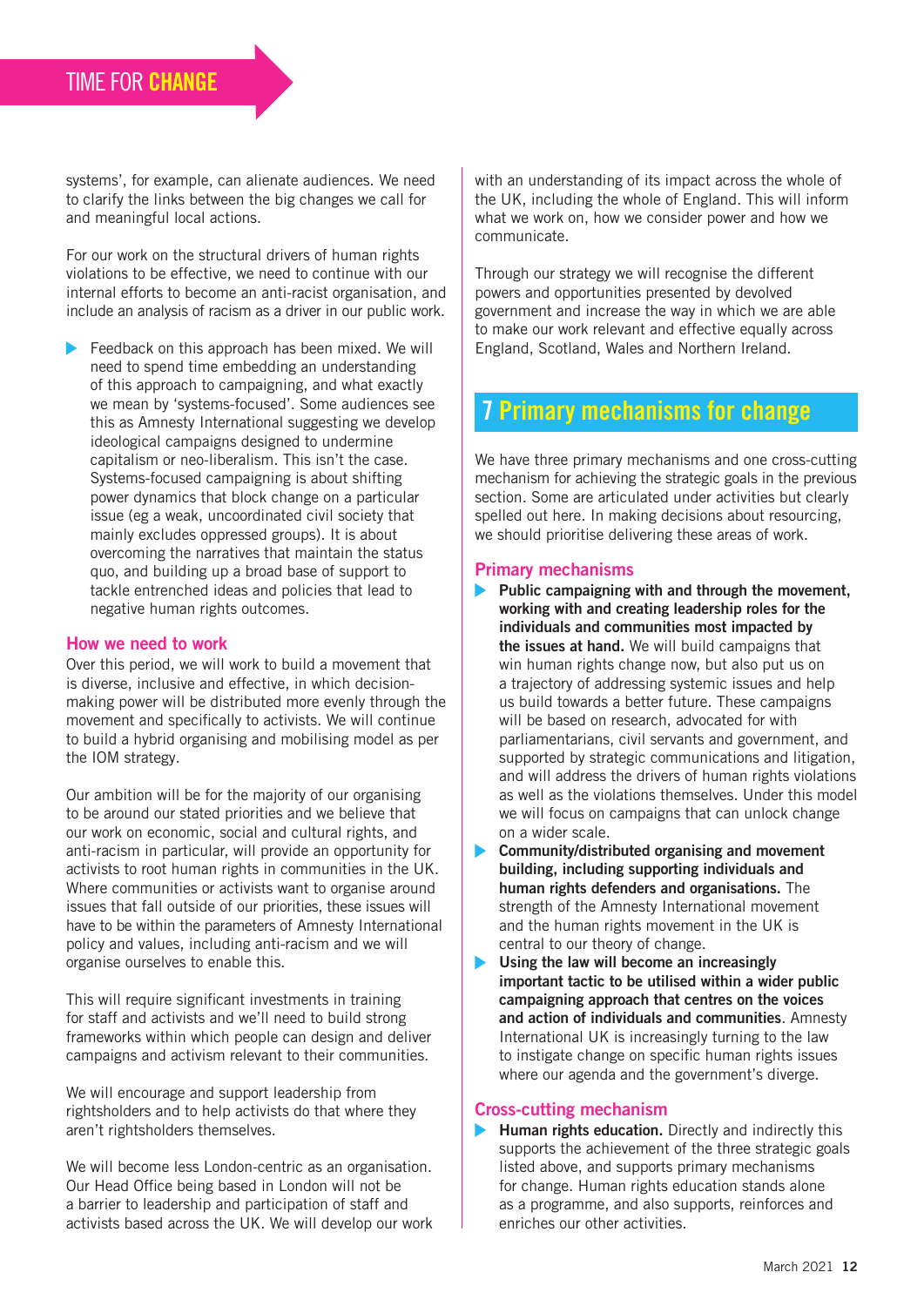systems', for example, can alienate audiences. We need to clarify the links between the big changes we call for and meaningful local actions.

For our work on the structural drivers of human rights violations to be effective, we need to continue with our internal efforts to become an anti-racist organisation, and include an analysis of racism as a driver in our public work.

- Feedback on this approach has been mixed. We will need to spend time embedding an understanding of this approach to campaigning, and what exactly we mean by 'systems-focused'. Some audiences see this as Amnesty International suggesting we develop ideological campaigns designed to undermine capitalism or neo-liberalism. This isn't the case. Systems-focused campaigning is about shifting power dynamics that block change on a particular issue (eg a weak, uncoordinated civil society that mainly excludes oppressed groups). It is about overcoming the narratives that maintain the status quo, and building up a broad base of support to tackle entrenched ideas and policies that lead to negative human rights outcomes.

### How we need to work

Over this period, we will work to build a movement that is diverse, inclusive and effective, in which decision-making power will be distributed more evenly through the movement and specifically to activists. We will continue to build a hybrid organising and mobilising model as per the IOM strategy.

Our ambition will be for the majority of our organising to be around our stated priorities and we believe that our work on economic, social and cultural rights, and anti-racism in particular, will provide an opportunity for activists to root human rights in communities in the UK. Where communities or activists want to organise around issues that fall outside of our priorities, these issues will have to be within the parameters of Amnesty International policy and values, including anti-racism and we will organise ourselves to enable this.

This will require significant investments in training for staff and activists and we'll need to build strong frameworks within which people can design and deliver campaigns and activism relevant to their communities.

We will encourage and support leadership from rightsholders and to help activists do that where they aren't rightsholders themselves.

We will become less London-centric as an organisation. Our Head Office being based in London will not be a barrier to leadership and participation of staff and activists based across the UK. We will develop our work with an understanding of its impact across the whole of the UK, including the whole of England. This will inform what we work on, how we consider power and how we communicate.

Through our strategy we will recognise the different powers and opportunities presented by devolved government and increase the way in which we are able to make our work relevant and effective equally across England, Scotland, Wales and Northern Ireland.

## 7 Primary mechanisms for change

We have three primary mechanisms and one cross-cutting mechanism for achieving the strategic goals in the previous section. Some are articulated under activities but clearly spelled out here. In making decisions about resourcing, we should prioritise delivering these areas of work.

### Primary mechanisms

- **Public campaigning with and through the movement, working with and creating leadership roles for the individuals and communities most impacted by the issues at hand.** We will build campaigns that win human rights change now, but also put us on a trajectory of addressing systemic issues and help us build towards a better future. These campaigns will be based on research, advocated for with parliamentarians, civil servants and government, and supported by strategic communications and litigation, and will address the drivers of human rights violations as well as the violations themselves. Under this model we will focus on campaigns that can unlock change on a wider scale.
- **Community/distributed organising and movement building, including supporting individuals and human rights defenders and organisations.** The strength of the Amnesty International movement and the human rights movement in the UK is central to our theory of change.
- **Using the law will become an increasingly important tactic to be utilised within a wider public campaigning approach that centres on the voices and action of individuals and communities**. Amnesty International UK is increasingly turning to the law to instigate change on specific human rights issues where our agenda and the government's diverge.

### Cross-cutting mechanism

- **Human rights education.** Directly and indirectly this supports the achievement of the three strategic goals listed above, and supports primary mechanisms for change. Human rights education stands alone as a programme, and also supports, reinforces and enriches our other activities.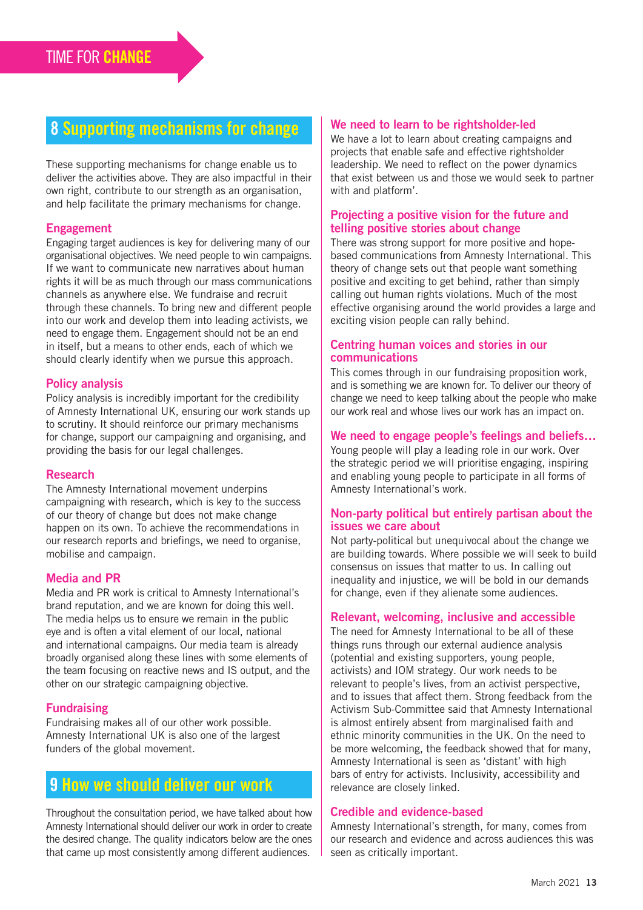## 8 Supporting mechanisms for change

These supporting mechanisms for change enable us to deliver the activities above. They are also impactful in their own right, contribute to our strength as an organisation, and help facilitate the primary mechanisms for change.

### Engagement

Engaging target audiences is key for delivering many of our organisational objectives. We need people to win campaigns. If we want to communicate new narratives about human rights it will be as much through our mass communications channels as anywhere else. We fundraise and recruit through these channels. To bring new and different people into our work and develop them into leading activists, we need to engage them. Engagement should not be an end in itself, but a means to other ends, each of which we should clearly identify when we pursue this approach.

### Policy analysis

Policy analysis is incredibly important for the credibility of Amnesty International UK, ensuring our work stands up to scrutiny. It should reinforce our primary mechanisms for change, support our campaigning and organising, and providing the basis for our legal challenges.

### Research

The Amnesty International movement underpins campaigning with research, which is key to the success of our theory of change but does not make change happen on its own. To achieve the recommendations in our research reports and briefings, we need to organise, mobilise and campaign.

### Media and PR

Media and PR work is critical to Amnesty International's brand reputation, and we are known for doing this well. The media helps us to ensure we remain in the public eye and is often a vital element of our local, national and international campaigns. Our media team is already broadly organised along these lines with some elements of the team focusing on reactive news and IS output, and the other on our strategic campaigning objective.

### Fundraising

Fundraising makes all of our other work possible. Amnesty International UK is also one of the largest funders of the global movement.

## 9 How we should deliver our work

Throughout the consultation period, we have talked about how Amnesty International should deliver our work in order to create the desired change. The quality indicators below are the ones that came up most consistently among different audiences.

### We need to learn to be rightsholder-led

We have a lot to learn about creating campaigns and projects that enable safe and effective rightsholder leadership. We need to reflect on the power dynamics that exist between us and those we would seek to partner with and platform'.

### Projecting a positive vision for the future and telling positive stories about change

There was strong support for more positive and hope-based communications from Amnesty International. This theory of change sets out that people want something positive and exciting to get behind, rather than simply calling out human rights violations. Much of the most effective organising around the world provides a large and exciting vision people can rally behind.

### Centring human voices and stories in our communications

This comes through in our fundraising proposition work, and is something we are known for. To deliver our theory of change we need to keep talking about the people who make our work real and whose lives our work has an impact on.

### We need to engage people's feelings and beliefs…

Young people will play a leading role in our work. Over the strategic period we will prioritise engaging, inspiring and enabling young people to participate in all forms of Amnesty International's work.

### Non-party political but entirely partisan about the issues we care about

Not party-political but unequivocal about the change we are building towards. Where possible we will seek to build consensus on issues that matter to us. In calling out inequality and injustice, we will be bold in our demands for change, even if they alienate some audiences.

### Relevant, welcoming, inclusive and accessible

The need for Amnesty International to be all of these things runs through our external audience analysis (potential and existing supporters, young people, activists) and IOM strategy. Our work needs to be relevant to people's lives, from an activist perspective, and to issues that affect them. Strong feedback from the Activism Sub-Committee said that Amnesty International is almost entirely absent from marginalised faith and ethnic minority communities in the UK. On the need to be more welcoming, the feedback showed that for many, Amnesty International is seen as 'distant' with high bars of entry for activists. Inclusivity, accessibility and relevance are closely linked.

### Credible and evidence-based

Amnesty International's strength, for many, comes from our research and evidence and across audiences this was seen as critically important.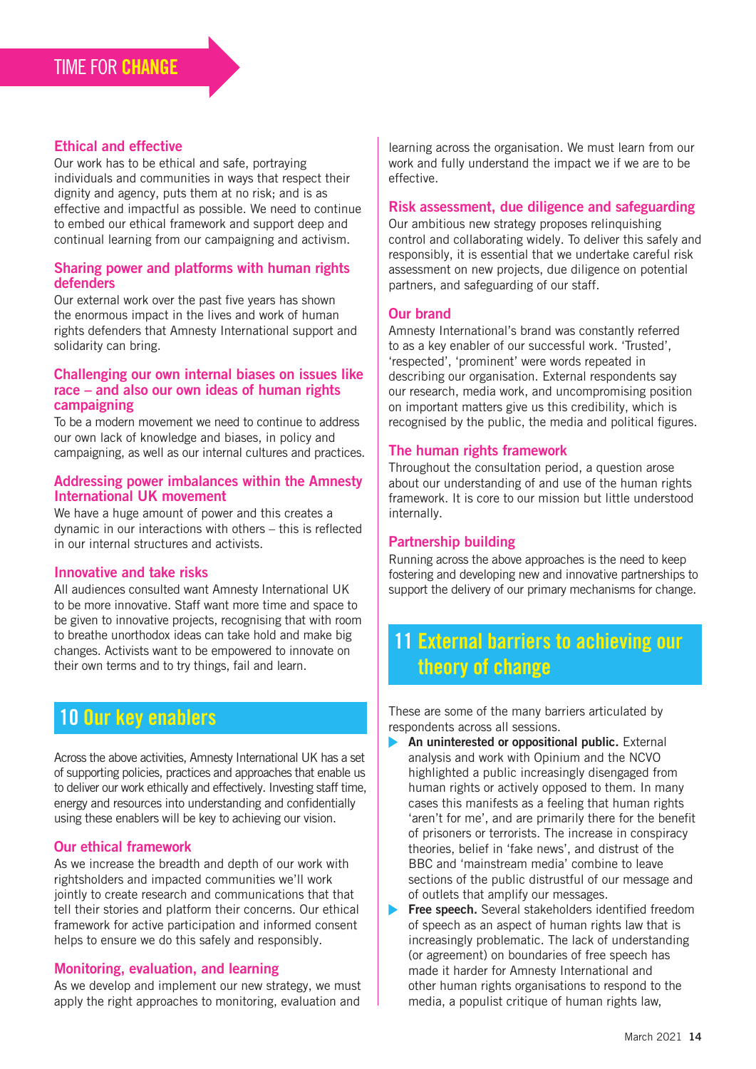### Ethical and effective

Our work has to be ethical and safe, portraying individuals and communities in ways that respect their dignity and agency, puts them at no risk; and is as effective and impactful as possible. We need to continue to embed our ethical framework and support deep and continual learning from our campaigning and activism.

### Sharing power and platforms with human rights defenders

Our external work over the past five years has shown the enormous impact in the lives and work of human rights defenders that Amnesty International support and solidarity can bring.

### Challenging our own internal biases on issues like race – and also our own ideas of human rights campaigning

To be a modern movement we need to continue to address our own lack of knowledge and biases, in policy and campaigning, as well as our internal cultures and practices.

### Addressing power imbalances within the Amnesty International UK movement

We have a huge amount of power and this creates a dynamic in our interactions with others – this is reflected in our internal structures and activists.

### Innovative and take risks

All audiences consulted want Amnesty International UK to be more innovative. Staff want more time and space to be given to innovative projects, recognising that with room to breathe unorthodox ideas can take hold and make big changes. Activists want to be empowered to innovate on their own terms and to try things, fail and learn.

## 10 Our key enablers

Across the above activities, Amnesty International UK has a set of supporting policies, practices and approaches that enable us to deliver our work ethically and effectively. Investing staff time, energy and resources into understanding and confidentially using these enablers will be key to achieving our vision.

### Our ethical framework

As we increase the breadth and depth of our work with rightsholders and impacted communities we'll work jointly to create research and communications that that tell their stories and platform their concerns. Our ethical framework for active participation and informed consent helps to ensure we do this safely and responsibly.

### Monitoring, evaluation, and learning

As we develop and implement our new strategy, we must apply the right approaches to monitoring, evaluation and learning across the organisation. We must learn from our work and fully understand the impact we if we are to be effective.

### Risk assessment, due diligence and safeguarding

Our ambitious new strategy proposes relinquishing control and collaborating widely. To deliver this safely and responsibly, it is essential that we undertake careful risk assessment on new projects, due diligence on potential partners, and safeguarding of our staff.

### Our brand

Amnesty International's brand was constantly referred to as a key enabler of our successful work. 'Trusted', 'respected', 'prominent' were words repeated in describing our organisation. External respondents say our research, media work, and uncompromising position on important matters give us this credibility, which is recognised by the public, the media and political figures.

### The human rights framework

Throughout the consultation period, a question arose about our understanding of and use of the human rights framework. It is core to our mission but little understood internally.

### Partnership building

Running across the above approaches is the need to keep fostering and developing new and innovative partnerships to support the delivery of our primary mechanisms for change.

## 11 External barriers to achieving our theory of change

These are some of the many barriers articulated by respondents across all sessions.

- **An uninterested or oppositional public.** External analysis and work with Opinium and the NCVO highlighted a public increasingly disengaged from human rights or actively opposed to them. In many cases this manifests as a feeling that human rights 'aren't for me', and are primarily there for the benefit of prisoners or terrorists. The increase in conspiracy theories, belief in 'fake news', and distrust of the BBC and 'mainstream media' combine to leave sections of the public distrustful of our message and of outlets that amplify our messages.
- **Free speech.** Several stakeholders identified freedom of speech as an aspect of human rights law that is increasingly problematic. The lack of understanding (or agreement) on boundaries of free speech has made it harder for Amnesty International and other human rights organisations to respond to the media, a populist critique of human rights law,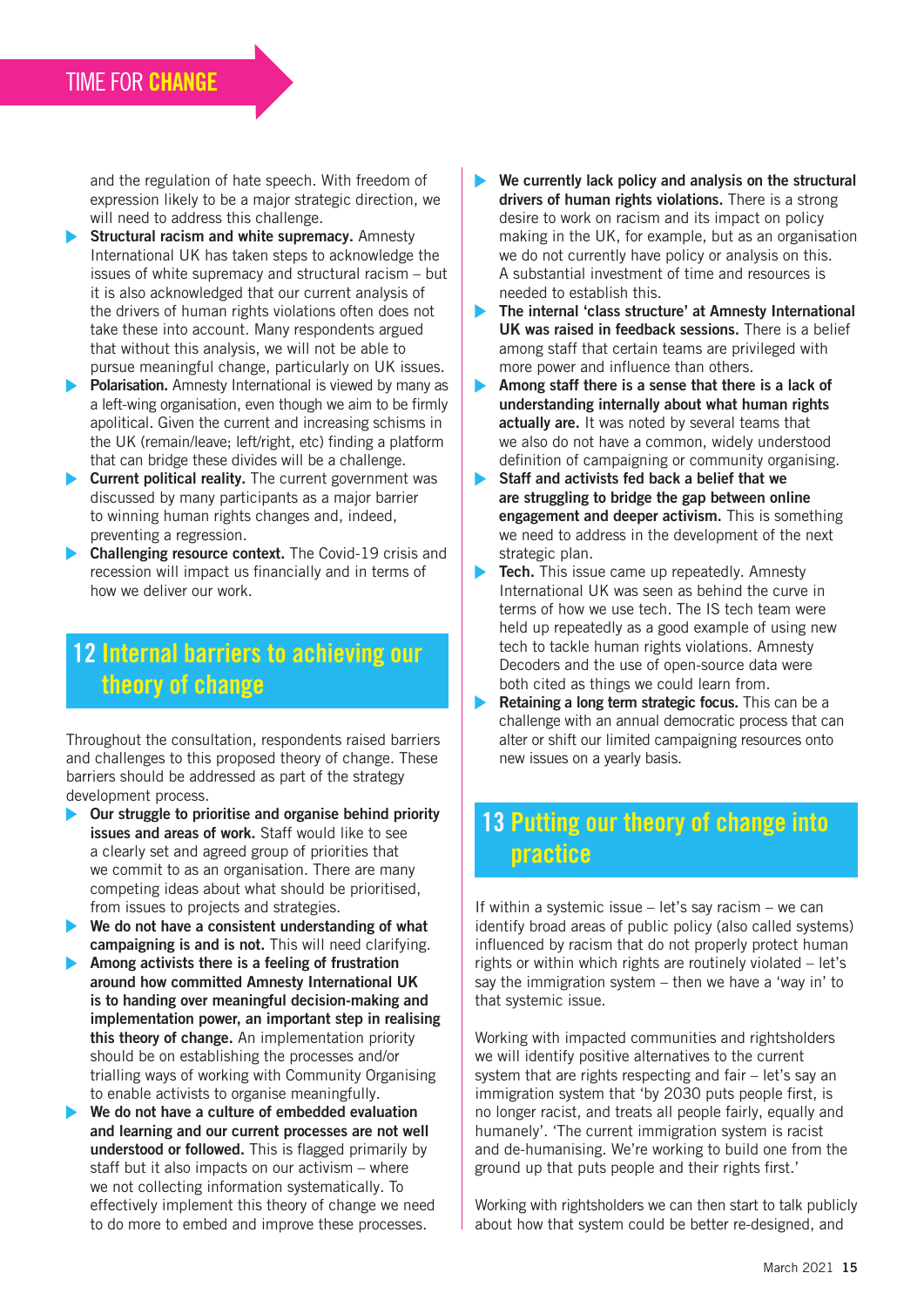and the regulation of hate speech. With freedom of expression likely to be a major strategic direction, we will need to address this challenge.

- **Structural racism and white supremacy.** Amnesty International UK has taken steps to acknowledge the issues of white supremacy and structural racism – but it is also acknowledged that our current analysis of the drivers of human rights violations often does not take these into account. Many respondents argued that without this analysis, we will not be able to pursue meaningful change, particularly on UK issues.
- **Polarisation.** Amnesty International is viewed by many as a left-wing organisation, even though we aim to be firmly apolitical. Given the current and increasing schisms in the UK (remain/leave; left/right, etc) finding a platform that can bridge these divides will be a challenge.
- **Current political reality.** The current government was discussed by many participants as a major barrier to winning human rights changes and, indeed, preventing a regression.
- **Challenging resource context.** The Covid-19 crisis and recession will impact us financially and in terms of how we deliver our work.

## 12 Internal barriers to achieving our theory of change

Throughout the consultation, respondents raised barriers and challenges to this proposed theory of change. These barriers should be addressed as part of the strategy development process.

- **Our struggle to prioritise and organise behind priority issues and areas of work.** Staff would like to see a clearly set and agreed group of priorities that we commit to as an organisation. There are many competing ideas about what should be prioritised, from issues to projects and strategies.
- **We do not have a consistent understanding of what campaigning is and is not.** This will need clarifying.
- **Among activists there is a feeling of frustration around how committed Amnesty International UK is to handing over meaningful decision-making and implementation power, an important step in realising this theory of change.** An implementation priority should be on establishing the processes and/or trialling ways of working with Community Organising to enable activists to organise meaningfully.
- **We do not have a culture of embedded evaluation and learning and our current processes are not well understood or followed.** This is flagged primarily by staff but it also impacts on our activism – where we not collecting information systematically. To effectively implement this theory of change we need to do more to embed and improve these processes.
- **We currently lack policy and analysis on the structural drivers of human rights violations.** There is a strong desire to work on racism and its impact on policy making in the UK, for example, but as an organisation we do not currently have policy or analysis on this. A substantial investment of time and resources is needed to establish this.
- **The internal 'class structure' at Amnesty International UK was raised in feedback sessions.** There is a belief among staff that certain teams are privileged with more power and influence than others.
- **Among staff there is a sense that there is a lack of understanding internally about what human rights actually are.** It was noted by several teams that we also do not have a common, widely understood definition of campaigning or community organising.
- **Staff and activists fed back a belief that we are struggling to bridge the gap between online engagement and deeper activism.** This is something we need to address in the development of the next strategic plan.
- **Tech.** This issue came up repeatedly. Amnesty International UK was seen as behind the curve in terms of how we use tech. The IS tech team were held up repeatedly as a good example of using new tech to tackle human rights violations. Amnesty Decoders and the use of open-source data were both cited as things we could learn from.
- **Retaining a long term strategic focus.** This can be a challenge with an annual democratic process that can alter or shift our limited campaigning resources onto new issues on a yearly basis.

## 13 Putting our theory of change into practice

If within a systemic issue – let's say racism – we can identify broad areas of public policy (also called systems) influenced by racism that do not properly protect human rights or within which rights are routinely violated – let's say the immigration system – then we have a 'way in' to that systemic issue.

Working with impacted communities and rightsholders we will identify positive alternatives to the current system that are rights respecting and fair – let's say an immigration system that 'by 2030 puts people first, is no longer racist, and treats all people fairly, equally and humanely'. 'The current immigration system is racist and de-humanising. We're working to build one from the ground up that puts people and their rights first.'

Working with rightsholders we can then start to talk publicly about how that system could be better re-designed, and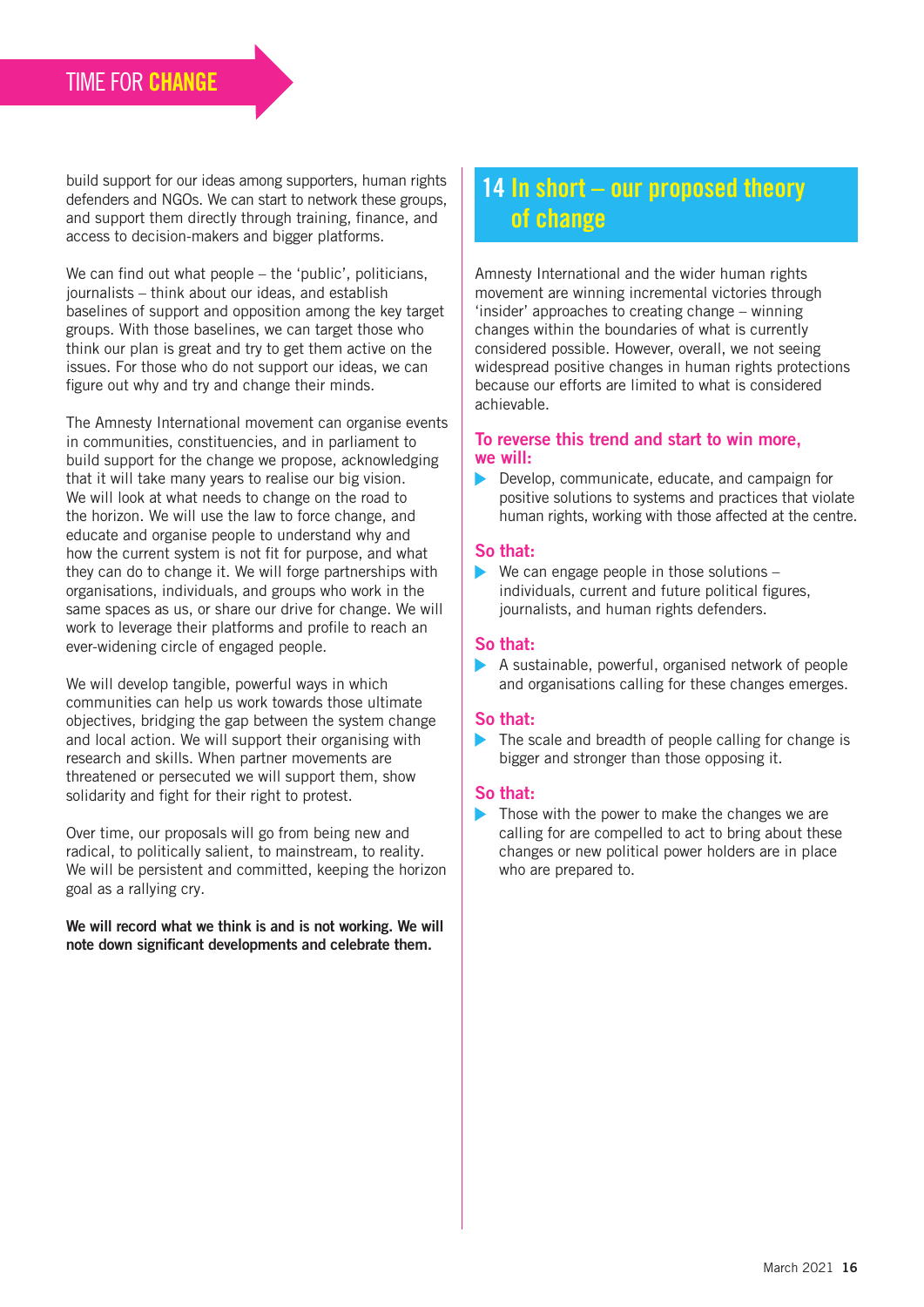build support for our ideas among supporters, human rights defenders and NGOs. We can start to network these groups, and support them directly through training, finance, and access to decision-makers and bigger platforms.

We can find out what people – the 'public', politicians, journalists – think about our ideas, and establish baselines of support and opposition among the key target groups. With those baselines, we can target those who think our plan is great and try to get them active on the issues. For those who do not support our ideas, we can figure out why and try and change their minds.

The Amnesty International movement can organise events in communities, constituencies, and in parliament to build support for the change we propose, acknowledging that it will take many years to realise our big vision. We will look at what needs to change on the road to the horizon. We will use the law to force change, and educate and organise people to understand why and how the current system is not fit for purpose, and what they can do to change it. We will forge partnerships with organisations, individuals, and groups who work in the same spaces as us, or share our drive for change. We will work to leverage their platforms and profile to reach an ever-widening circle of engaged people.

We will develop tangible, powerful ways in which communities can help us work towards those ultimate objectives, bridging the gap between the system change and local action. We will support their organising with research and skills. When partner movements are threatened or persecuted we will support them, show solidarity and fight for their right to protest.

Over time, our proposals will go from being new and radical, to politically salient, to mainstream, to reality. We will be persistent and committed, keeping the horizon goal as a rallying cry.

**We will record what we think is and is not working. We will note down significant developments and celebrate them.**

## 14 In short – our proposed theory of change

Amnesty International and the wider human rights movement are winning incremental victories through 'insider' approaches to creating change – winning changes within the boundaries of what is currently considered possible. However, overall, we not seeing widespread positive changes in human rights protections because our efforts are limited to what is considered achievable.

### To reverse this trend and start to win more, we will:

- Develop, communicate, educate, and campaign for positive solutions to systems and practices that violate human rights, working with those affected at the centre.

### So that:

- We can engage people in those solutions – individuals, current and future political figures, journalists, and human rights defenders.

### So that:

- A sustainable, powerful, organised network of people and organisations calling for these changes emerges.

### So that:

- The scale and breadth of people calling for change is bigger and stronger than those opposing it.

### So that:

- Those with the power to make the changes we are calling for are compelled to act to bring about these changes or new political power holders are in place who are prepared to.